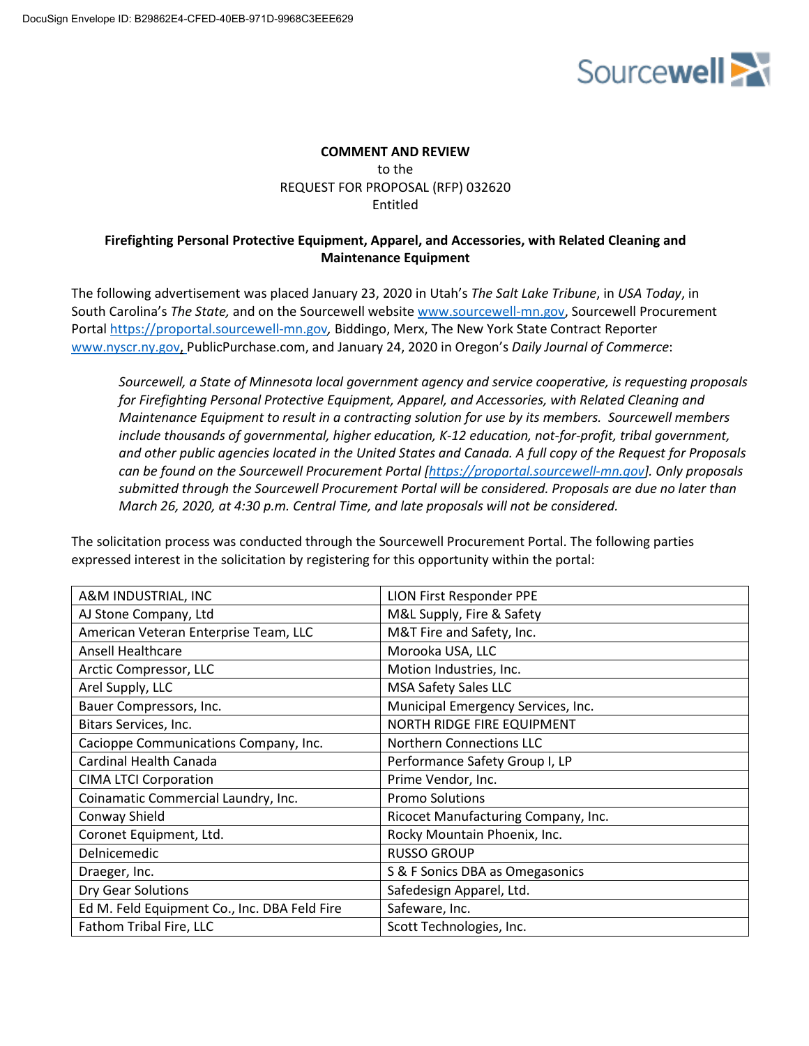**COMMENT AND REVIEW**
to the
REQUEST FOR PROPOSAL (RFP) 032620
Entitled

**Firefighting Personal Protective Equipment, Apparel, and Accessories, with Related Cleaning and Maintenance Equipment**

The following advertisement was placed January 23, 2020 in Utah's *The Salt Lake Tribune*, in *USA Today*, in South Carolina's *The State,* and on the Sourcewell website www.sourcewell-mn.gov, Sourcewell Procurement Portal https://proportal.sourcewell-mn.gov, Biddingo, Merx, The New York State Contract Reporter www.nyscr.ny.gov, PublicPurchase.com, and January 24, 2020 in Oregon's *Daily Journal of Commerce*:

> *Sourcewell, a State of Minnesota local government agency and service cooperative, is requesting proposals for Firefighting Personal Protective Equipment, Apparel, and Accessories, with Related Cleaning and Maintenance Equipment to result in a contracting solution for use by its members. Sourcewell members include thousands of governmental, higher education, K-12 education, not-for-profit, tribal government, and other public agencies located in the United States and Canada. A full copy of the Request for Proposals can be found on the Sourcewell Procurement Portal [https://proportal.sourcewell-mn.gov]. Only proposals submitted through the Sourcewell Procurement Portal will be considered. Proposals are due no later than March 26, 2020, at 4:30 p.m. Central Time, and late proposals will not be considered.*

The solicitation process was conducted through the Sourcewell Procurement Portal. The following parties expressed interest in the solicitation by registering for this opportunity within the portal:

| | |
|---|---|
| A&M INDUSTRIAL, INC | LION First Responder PPE |
| AJ Stone Company, Ltd | M&L Supply, Fire & Safety |
| American Veteran Enterprise Team, LLC | M&T Fire and Safety, Inc. |
| Ansell Healthcare | Morooka USA, LLC |
| Arctic Compressor, LLC | Motion Industries, Inc. |
| Arel Supply, LLC | MSA Safety Sales LLC |
| Bauer Compressors, Inc. | Municipal Emergency Services, Inc. |
| Bitars Services, Inc. | NORTH RIDGE FIRE EQUIPMENT |
| Cacioppe Communications Company, Inc. | Northern Connections LLC |
| Cardinal Health Canada | Performance Safety Group I, LP |
| CIMA LTCI Corporation | Prime Vendor, Inc. |
| Coinamatic Commercial Laundry, Inc. | Promo Solutions |
| Conway Shield | Ricocet Manufacturing Company, Inc. |
| Coronet Equipment, Ltd. | Rocky Mountain Phoenix, Inc. |
| Delnicemedic | RUSSO GROUP |
| Draeger, Inc. | S & F Sonics DBA as Omegasonics |
| Dry Gear Solutions | Safedesign Apparel, Ltd. |
| Ed M. Feld Equipment Co., Inc. DBA Feld Fire | Safeware, Inc. |
| Fathom Tribal Fire, LLC | Scott Technologies, Inc. |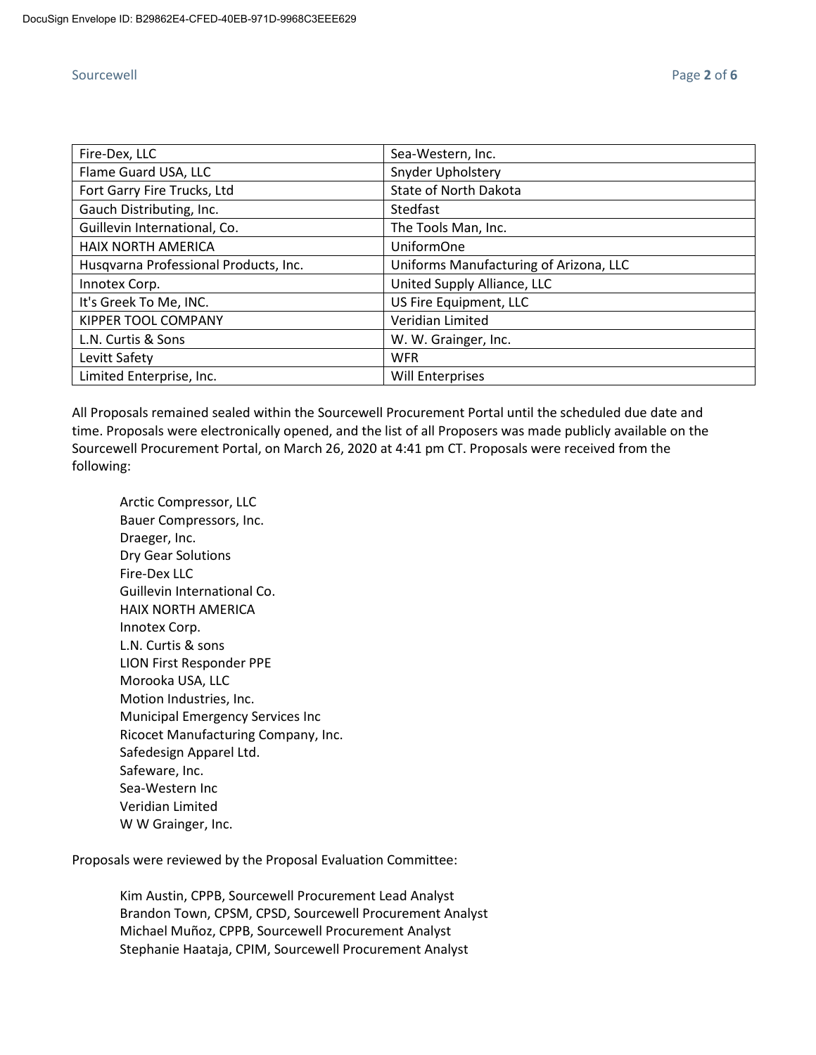| | |
|---|---|
| Fire-Dex, LLC | Sea-Western, Inc. |
| Flame Guard USA, LLC | Snyder Upholstery |
| Fort Garry Fire Trucks, Ltd | State of North Dakota |
| Gauch Distributing, Inc. | Stedfast |
| Guillevin International, Co. | The Tools Man, Inc. |
| HAIX NORTH AMERICA | UniformOne |
| Husqvarna Professional Products, Inc. | Uniforms Manufacturing of Arizona, LLC |
| Innotex Corp. | United Supply Alliance, LLC |
| It's Greek To Me, INC. | US Fire Equipment, LLC |
| KIPPER TOOL COMPANY | Veridian Limited |
| L.N. Curtis & Sons | W. W. Grainger, Inc. |
| Levitt Safety | WFR |
| Limited Enterprise, Inc. | Will Enterprises |

All Proposals remained sealed within the Sourcewell Procurement Portal until the scheduled due date and time. Proposals were electronically opened, and the list of all Proposers was made publicly available on the Sourcewell Procurement Portal, on March 26, 2020 at 4:41 pm CT. Proposals were received from the following:

Arctic Compressor, LLC
Bauer Compressors, Inc.
Draeger, Inc.
Dry Gear Solutions
Fire-Dex LLC
Guillevin International Co.
HAIX NORTH AMERICA
Innotex Corp.
L.N. Curtis & sons
LION First Responder PPE
Morooka USA, LLC
Motion Industries, Inc.
Municipal Emergency Services Inc
Ricocet Manufacturing Company, Inc.
Safedesign Apparel Ltd.
Safeware, Inc.
Sea-Western Inc
Veridian Limited
W W Grainger, Inc.

Proposals were reviewed by the Proposal Evaluation Committee:

Kim Austin, CPPB, Sourcewell Procurement Lead Analyst
Brandon Town, CPSM, CPSD, Sourcewell Procurement Analyst
Michael Muñoz, CPPB, Sourcewell Procurement Analyst
Stephanie Haataja, CPIM, Sourcewell Procurement Analyst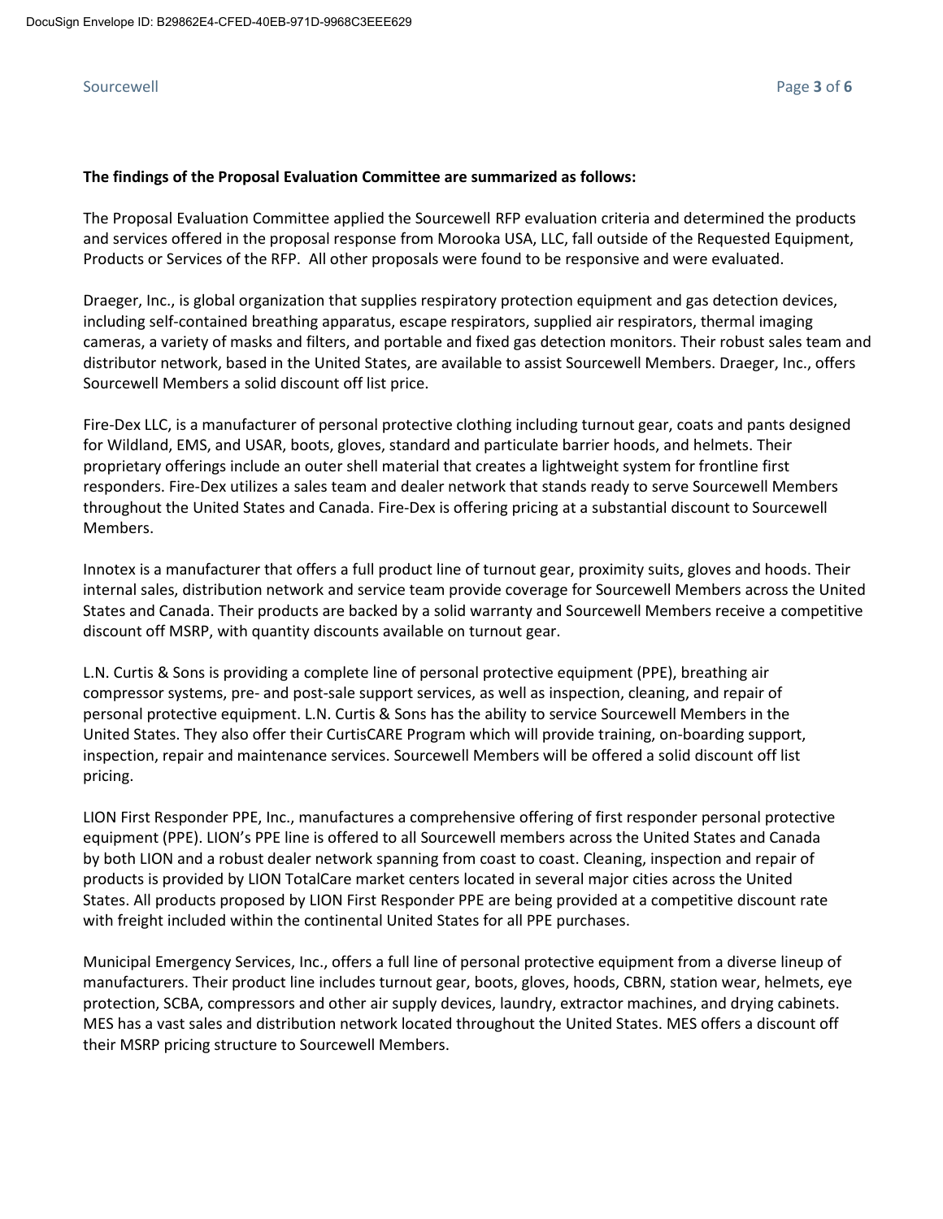**The findings of the Proposal Evaluation Committee are summarized as follows:**

The Proposal Evaluation Committee applied the Sourcewell RFP evaluation criteria and determined the products and services offered in the proposal response from Morooka USA, LLC, fall outside of the Requested Equipment, Products or Services of the RFP. All other proposals were found to be responsive and were evaluated.

Draeger, Inc., is global organization that supplies respiratory protection equipment and gas detection devices, including self-contained breathing apparatus, escape respirators, supplied air respirators, thermal imaging cameras, a variety of masks and filters, and portable and fixed gas detection monitors. Their robust sales team and distributor network, based in the United States, are available to assist Sourcewell Members. Draeger, Inc., offers Sourcewell Members a solid discount off list price.

Fire-Dex LLC, is a manufacturer of personal protective clothing including turnout gear, coats and pants designed for Wildland, EMS, and USAR, boots, gloves, standard and particulate barrier hoods, and helmets. Their proprietary offerings include an outer shell material that creates a lightweight system for frontline first responders. Fire-Dex utilizes a sales team and dealer network that stands ready to serve Sourcewell Members throughout the United States and Canada. Fire-Dex is offering pricing at a substantial discount to Sourcewell Members.

Innotex is a manufacturer that offers a full product line of turnout gear, proximity suits, gloves and hoods. Their internal sales, distribution network and service team provide coverage for Sourcewell Members across the United States and Canada. Their products are backed by a solid warranty and Sourcewell Members receive a competitive discount off MSRP, with quantity discounts available on turnout gear.

L.N. Curtis & Sons is providing a complete line of personal protective equipment (PPE), breathing air compressor systems, pre- and post-sale support services, as well as inspection, cleaning, and repair of personal protective equipment. L.N. Curtis & Sons has the ability to service Sourcewell Members in the United States. They also offer their CurtisCARE Program which will provide training, on-boarding support, inspection, repair and maintenance services. Sourcewell Members will be offered a solid discount off list pricing.

LION First Responder PPE, Inc., manufactures a comprehensive offering of first responder personal protective equipment (PPE). LION's PPE line is offered to all Sourcewell members across the United States and Canada by both LION and a robust dealer network spanning from coast to coast. Cleaning, inspection and repair of products is provided by LION TotalCare market centers located in several major cities across the United States. All products proposed by LION First Responder PPE are being provided at a competitive discount rate with freight included within the continental United States for all PPE purchases.

Municipal Emergency Services, Inc., offers a full line of personal protective equipment from a diverse lineup of manufacturers. Their product line includes turnout gear, boots, gloves, hoods, CBRN, station wear, helmets, eye protection, SCBA, compressors and other air supply devices, laundry, extractor machines, and drying cabinets. MES has a vast sales and distribution network located throughout the United States. MES offers a discount off their MSRP pricing structure to Sourcewell Members.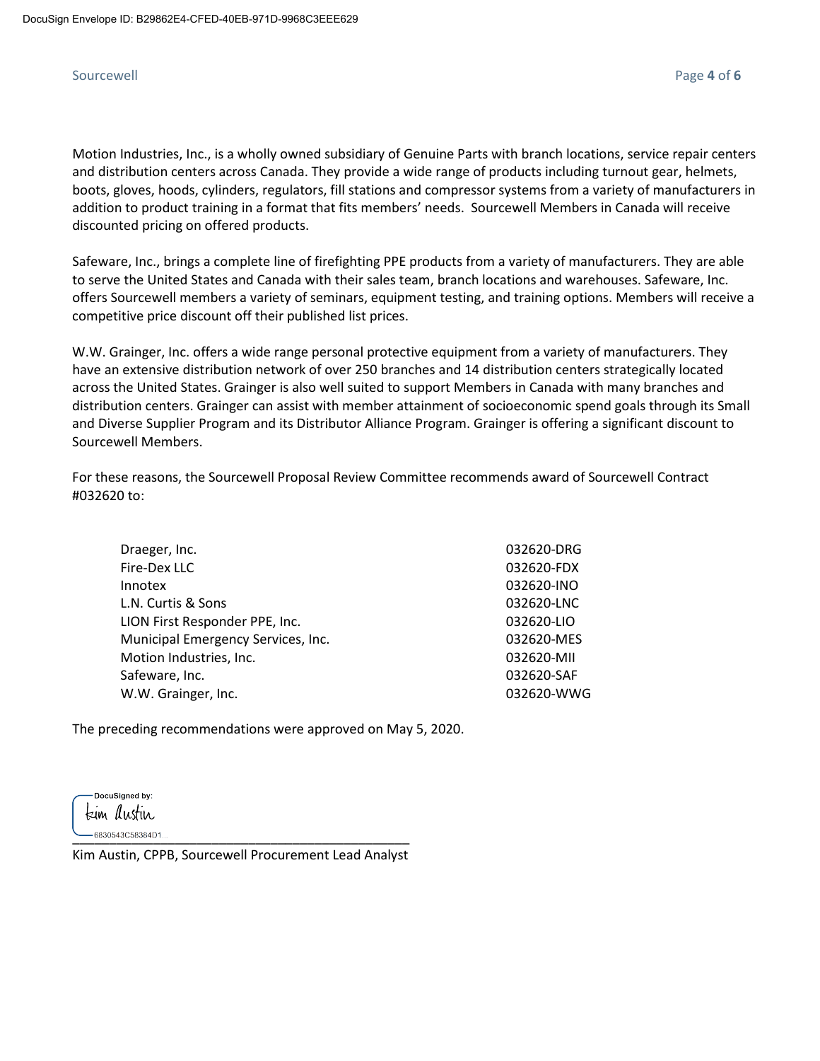Motion Industries, Inc., is a wholly owned subsidiary of Genuine Parts with branch locations, service repair centers and distribution centers across Canada. They provide a wide range of products including turnout gear, helmets, boots, gloves, hoods, cylinders, regulators, fill stations and compressor systems from a variety of manufacturers in addition to product training in a format that fits members' needs. Sourcewell Members in Canada will receive discounted pricing on offered products.

Safeware, Inc., brings a complete line of firefighting PPE products from a variety of manufacturers. They are able to serve the United States and Canada with their sales team, branch locations and warehouses. Safeware, Inc. offers Sourcewell members a variety of seminars, equipment testing, and training options. Members will receive a competitive price discount off their published list prices.

W.W. Grainger, Inc. offers a wide range personal protective equipment from a variety of manufacturers. They have an extensive distribution network of over 250 branches and 14 distribution centers strategically located across the United States. Grainger is also well suited to support Members in Canada with many branches and distribution centers. Grainger can assist with member attainment of socioeconomic spend goals through its Small and Diverse Supplier Program and its Distributor Alliance Program. Grainger is offering a significant discount to Sourcewell Members.

For these reasons, the Sourcewell Proposal Review Committee recommends award of Sourcewell Contract #032620 to:

| | |
|---|---|
| Draeger, Inc. | 032620-DRG |
| Fire-Dex LLC | 032620-FDX |
| Innotex | 032620-INO |
| L.N. Curtis & Sons | 032620-LNC |
| LION First Responder PPE, Inc. | 032620-LIO |
| Municipal Emergency Services, Inc. | 032620-MES |
| Motion Industries, Inc. | 032620-MII |
| Safeware, Inc. | 032620-SAF |
| W.W. Grainger, Inc. | 032620-WWG |

The preceding recommendations were approved on May 5, 2020.

DocuSigned by:
Kim Austin
6830543C58384D1...

Kim Austin, CPPB, Sourcewell Procurement Lead Analyst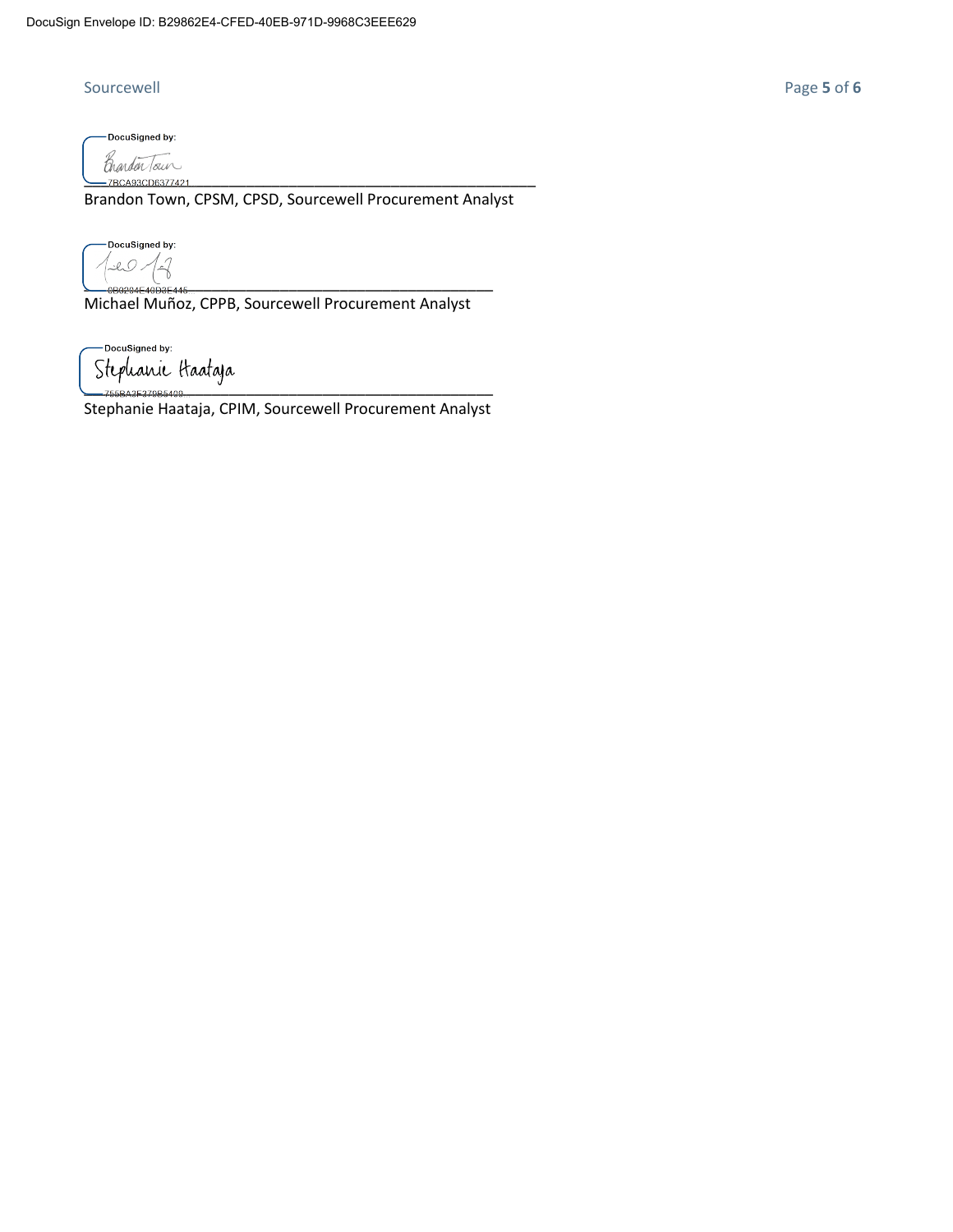DocuSign Envelope ID: B29862E4-CFED-40EB-971D-9968C3EEE629

DocuSigned by:

Brandon Town

7BCA93CD6377421

Brandon Town, CPSM, CPSD, Sourcewell Procurement Analyst

DocuSigned by:

6B0284E40D3E445...

Michael Muñoz, CPPB, Sourcewell Procurement Analyst

DocuSigned by:

Stephanie Haataja

755BA3F379B5409...

Stephanie Haataja, CPIM, Sourcewell Procurement Analyst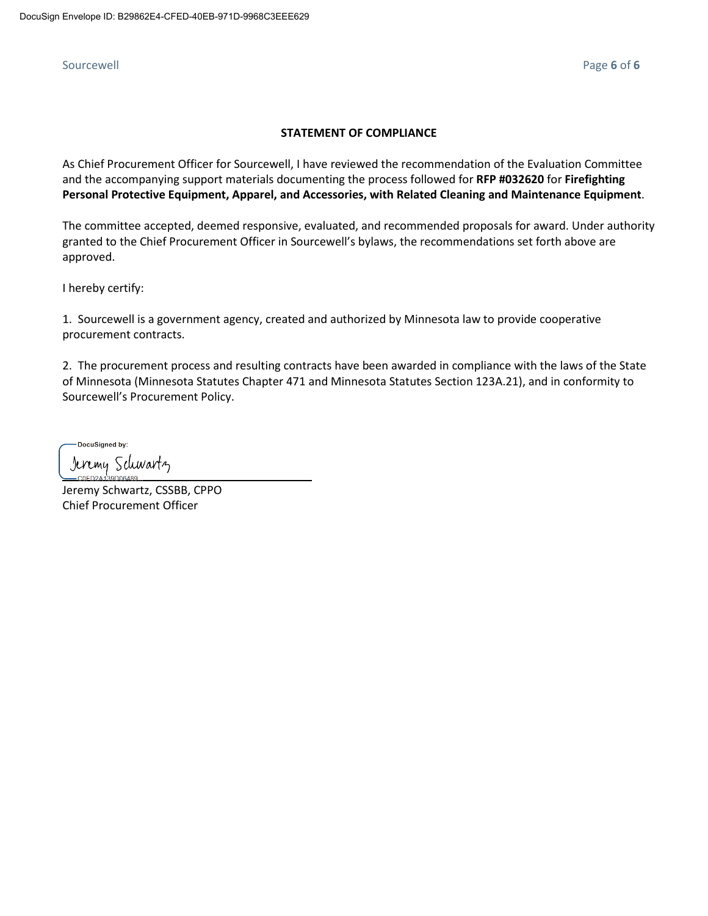## STATEMENT OF COMPLIANCE

As Chief Procurement Officer for Sourcewell, I have reviewed the recommendation of the Evaluation Committee and the accompanying support materials documenting the process followed for **RFP #032620** for **Firefighting Personal Protective Equipment, Apparel, and Accessories, with Related Cleaning and Maintenance Equipment**.

The committee accepted, deemed responsive, evaluated, and recommended proposals for award. Under authority granted to the Chief Procurement Officer in Sourcewell's bylaws, the recommendations set forth above are approved.

I hereby certify:

1. Sourcewell is a government agency, created and authorized by Minnesota law to provide cooperative procurement contracts.

2. The procurement process and resulting contracts have been awarded in compliance with the laws of the State of Minnesota (Minnesota Statutes Chapter 471 and Minnesota Statutes Section 123A.21), and in conformity to Sourcewell's Procurement Policy.

DocuSigned by:
Jeremy Schwartz
C0ED2A139D06489...

Jeremy Schwartz, CSSBB, CPPO
Chief Procurement Officer